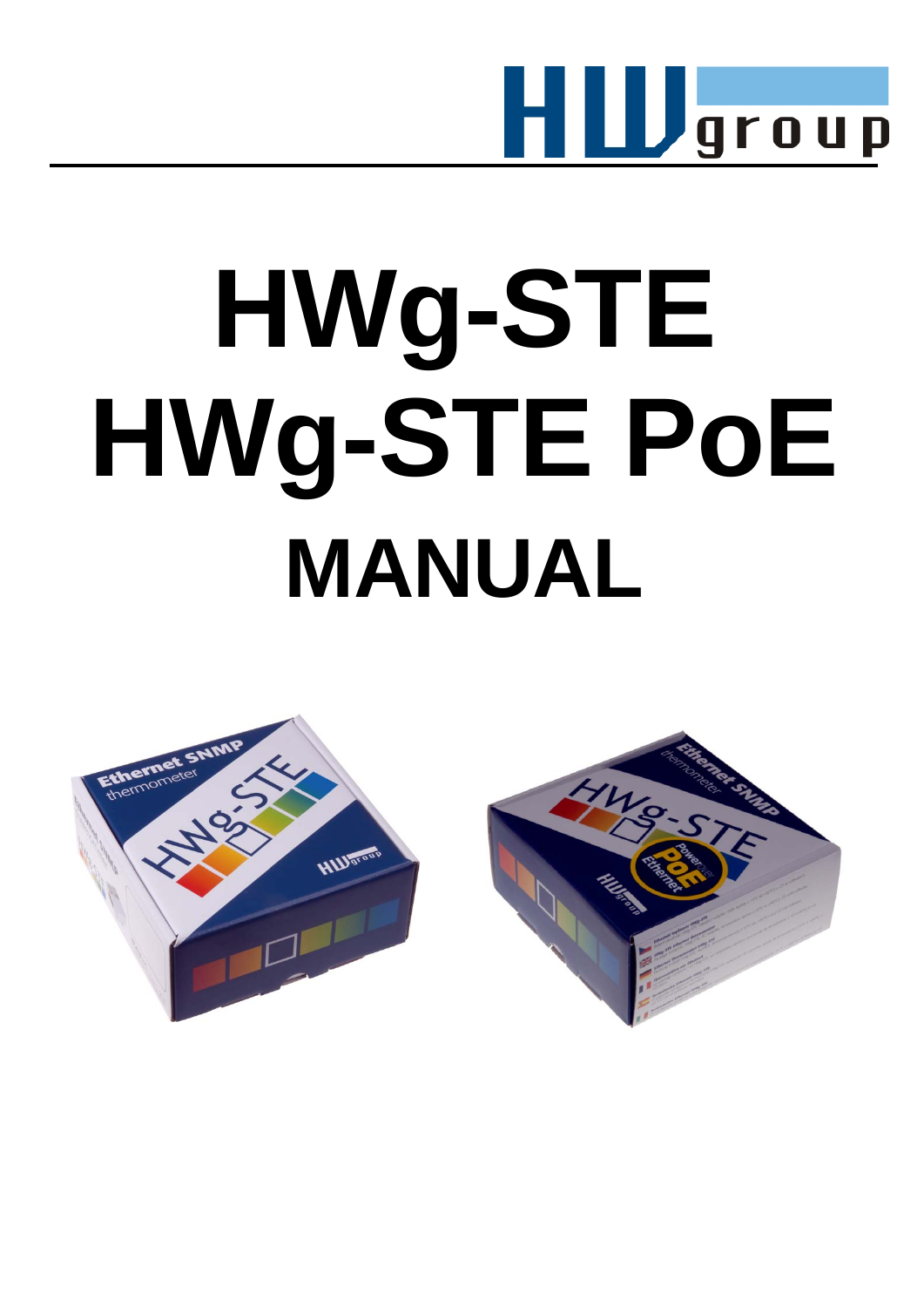# HWg-STE
# HWg-STE PoE
# MANUAL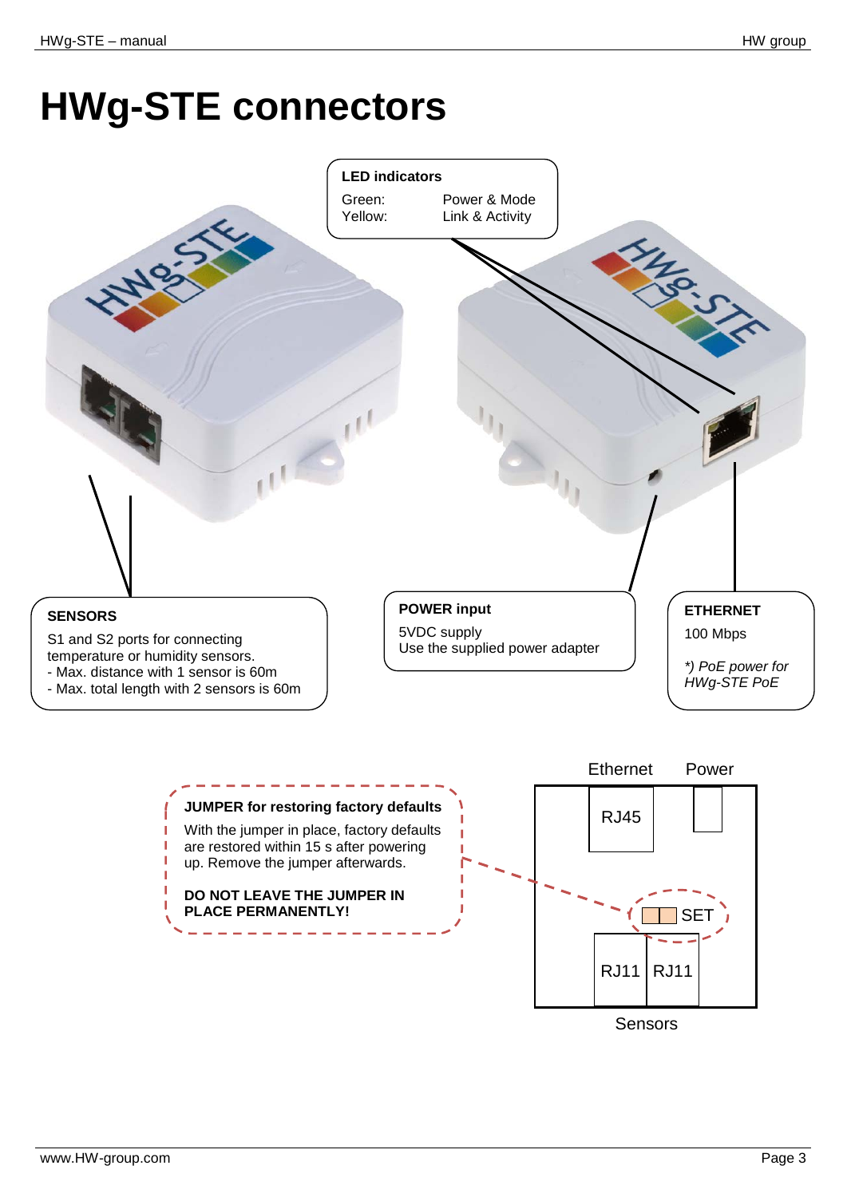# HWg-STE connectors

**LED indicators**

Green: Power & Mode
Yellow: Link & Activity

**SENSORS**

S1 and S2 ports for connecting temperature or humidity sensors.
- Max. distance with 1 sensor is 60m
- Max. total length with 2 sensors is 60m

**POWER input**

5VDC supply
Use the supplied power adapter

**ETHERNET**

100 Mbps

*\*) PoE power for HWg-STE PoE*

**JUMPER for restoring factory defaults**

With the jumper in place, factory defaults are restored within 15 s after powering up. Remove the jumper afterwards.

**DO NOT LEAVE THE JUMPER IN PLACE PERMANENTLY!**

Ethernet Power

RJ45

SET

RJ11 RJ11

Sensors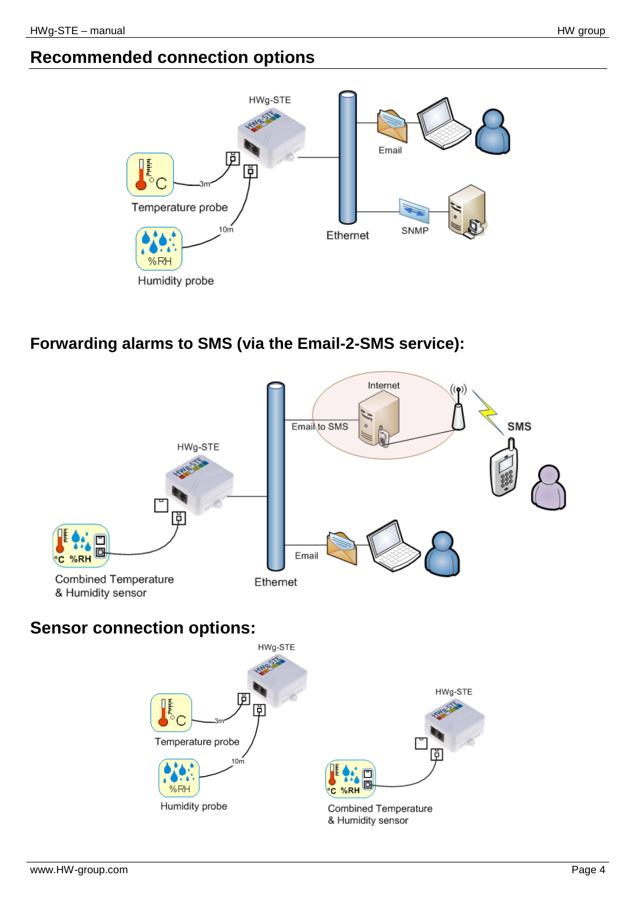## Recommended connection options

HWg-STE

Temperature probe

3m

10m

Humidity probe

Ethernet

Email

SNMP

## Forwarding alarms to SMS (via the Email-2-SMS service):

Internet

Email to SMS

SMS

HWg-STE

Combined Temperature & Humidity sensor

Ethernet

Email

## Sensor connection options:

HWg-STE

Temperature probe

3m

10m

Humidity probe

HWg-STE

Combined Temperature & Humidity sensor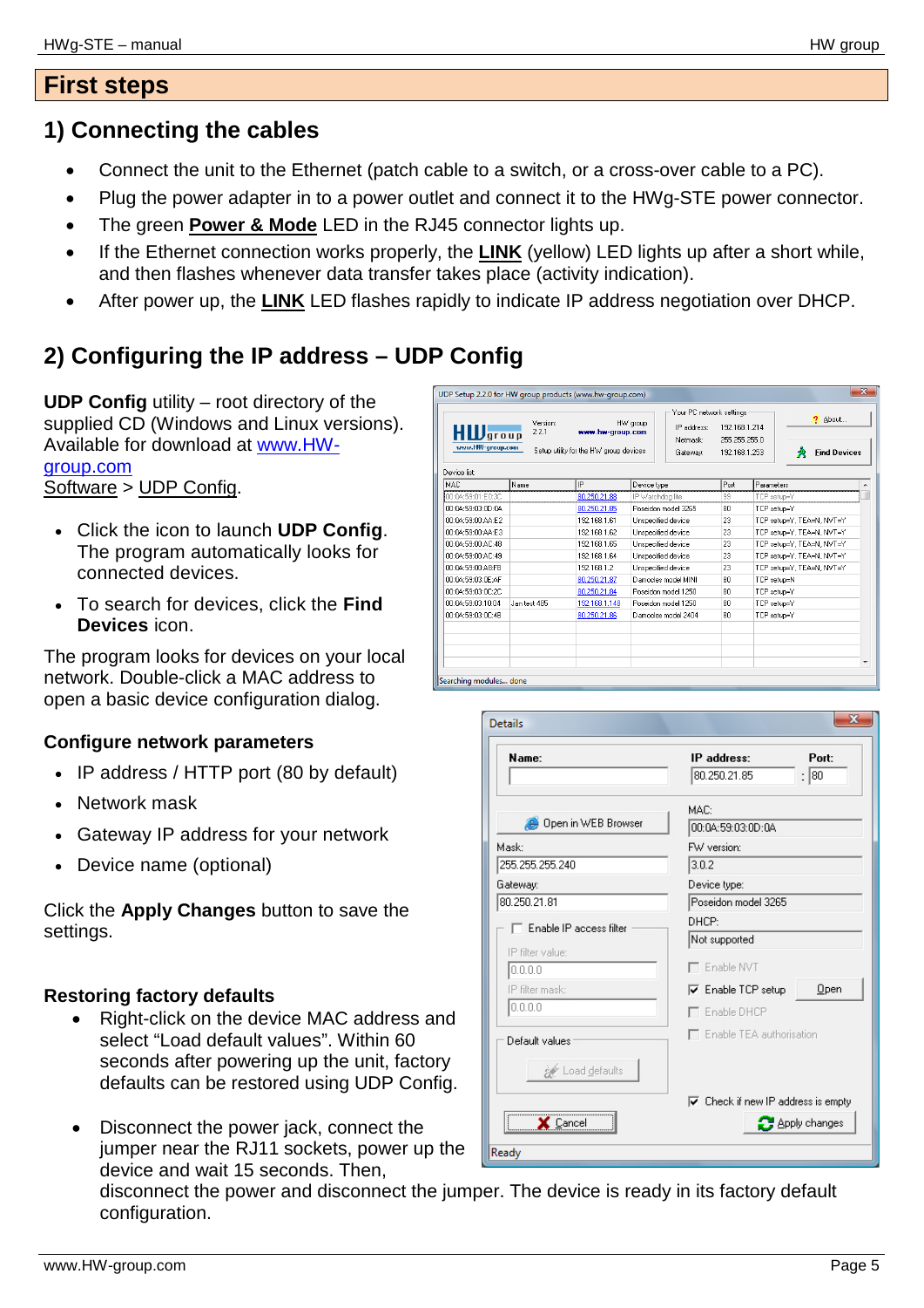# First steps

## 1) Connecting the cables

- Connect the unit to the Ethernet (patch cable to a switch, or a cross-over cable to a PC).
- Plug the power adapter in to a power outlet and connect it to the HWg-STE power connector.
- The green **Power & Mode** LED in the RJ45 connector lights up.
- If the Ethernet connection works properly, the **LINK** (yellow) LED lights up after a short while, and then flashes whenever data transfer takes place (activity indication).
- After power up, the **LINK** LED flashes rapidly to indicate IP address negotiation over DHCP.

## 2) Configuring the IP address – UDP Config

**UDP Config** utility – root directory of the supplied CD (Windows and Linux versions). Available for download at www.HW-group.com Software > UDP Config.

- Click the icon to launch **UDP Config**. The program automatically looks for connected devices.
- To search for devices, click the **Find Devices** icon.

The program looks for devices on your local network. Double-click a MAC address to open a basic device configuration dialog.

### Configure network parameters

- IP address / HTTP port (80 by default)
- Network mask
- Gateway IP address for your network
- Device name (optional)

Click the **Apply Changes** button to save the settings.

### Restoring factory defaults

- Right-click on the device MAC address and select “Load default values”. Within 60 seconds after powering up the unit, factory defaults can be restored using UDP Config.
- Disconnect the power jack, connect the jumper near the RJ11 sockets, power up the device and wait 15 seconds. Then, disconnect the power and disconnect the jumper. The device is ready in its factory default configuration.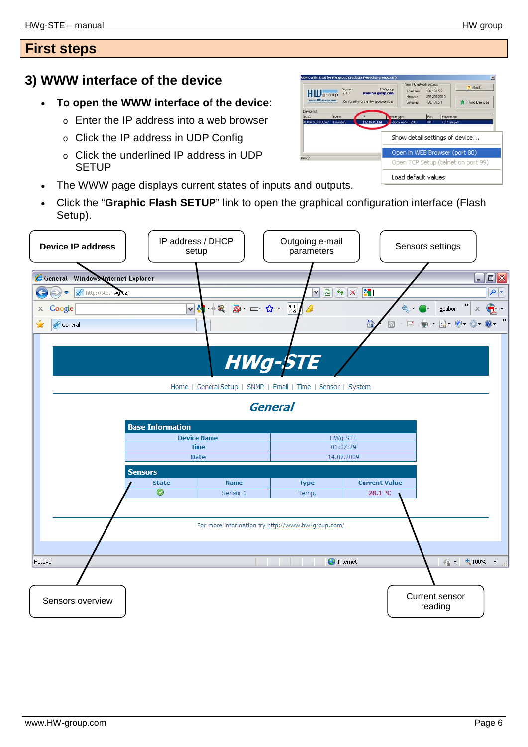# First steps

## 3) WWW interface of the device

- **To open the WWW interface of the device**:
  - Enter the IP address into a web browser
  - Click the IP address in UDP Config
  - Click the underlined IP address in UDP SETUP
- The WWW page displays current states of inputs and outputs.
- Click the "**Graphic Flash SETUP**" link to open the graphical configuration interface (Flash Setup).

**Device IP address**

IP address / DHCP setup

Outgoing e-mail parameters

Sensors settings

Sensors overview

Current sensor reading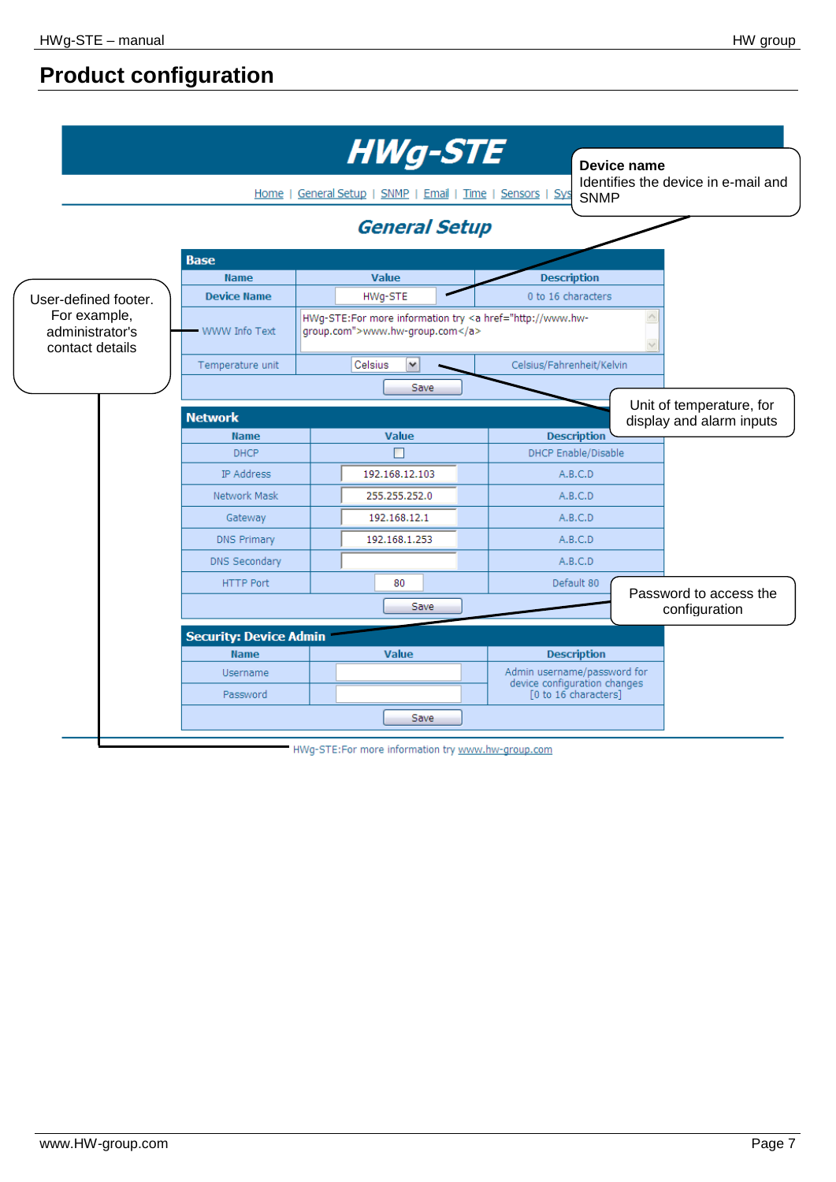# Product configuration

**HWg-STE**

Home | General Setup | SNMP | Email | Time | Sensors | Sys

**General Setup**

**Device name**
Identifies the device in e-mail and SNMP

User-defined footer. For example, administrator's contact details

Unit of temperature, for display and alarm inputs

Password to access the configuration

**Base**

| Name | Value | Description |
|---|---|---|
| Device Name | HWg-STE | 0 to 16 characters |
| WWW Info Text | HWg-STE:For more information try <a href="http://www.hw-group.com">www.hw-group.com</a> | |
| Temperature unit | Celsius | Celsius/Fahrenheit/Kelvin |
| | Save | |

**Network**

| Name | Value | Description |
|---|---|---|
| DHCP | ☐ | DHCP Enable/Disable |
| IP Address | 192.168.12.103 | A.B.C.D |
| Network Mask | 255.255.252.0 | A.B.C.D |
| Gateway | 192.168.12.1 | A.B.C.D |
| DNS Primary | 192.168.1.253 | A.B.C.D |
| DNS Secondary | | A.B.C.D |
| HTTP Port | 80 | Default 80 |
| | Save | |

**Security: Device Admin**

| Name | Value | Description |
|---|---|---|
| Username | | Admin username/password for device configuration changes [0 to 16 characters] |
| Password | | |
| | Save | |

HWg-STE:For more information try www.hw-group.com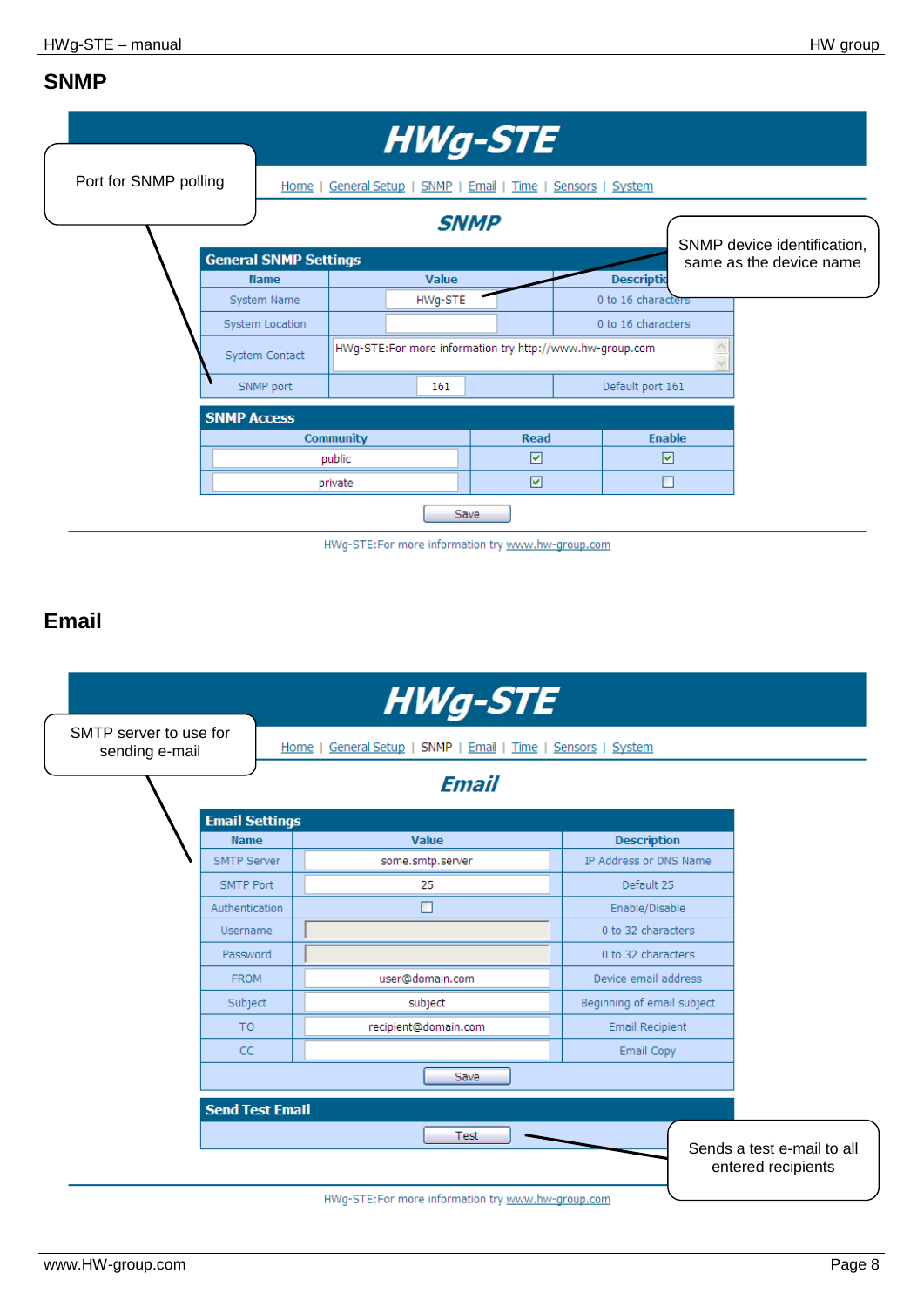## SNMP

# HWg-STE

Home | General Setup | SNMP | Email | Time | Sensors | System

### SNMP

Port for SNMP polling

SNMP device identification, same as the device name

**General SNMP Settings**

| Name | Value | Description |
|---|---|---|
| System Name | HWg-STE | 0 to 16 characters |
| System Location | | 0 to 16 characters |
| System Contact | HWg-STE:For more information try http://www.hw-group.com | |
| SNMP port | 161 | Default port 161 |

**SNMP Access**

| Community | Read | Enable |
|---|---|---|
| public | ☑ | ☑ |
| private | ☑ | ☐ |

Save

HWg-STE:For more information try www.hw-group.com

## Email

# HWg-STE

Home | General Setup | SNMP | Email | Time | Sensors | System

### Email

SMTP server to use for sending e-mail

**Email Settings**

| Name | Value | Description |
|---|---|---|
| SMTP Server | some.smtp.server | IP Address or DNS Name |
| SMTP Port | 25 | Default 25 |
| Authentication | ☐ | Enable/Disable |
| Username | | 0 to 32 characters |
| Password | | 0 to 32 characters |
| FROM | user@domain.com | Device email address |
| Subject | subject | Beginning of email subject |
| TO | recipient@domain.com | Email Recipient |
| CC | | Email Copy |

Save

**Send Test Email**

Test

Sends a test e-mail to all entered recipients

HWg-STE:For more information try www.hw-group.com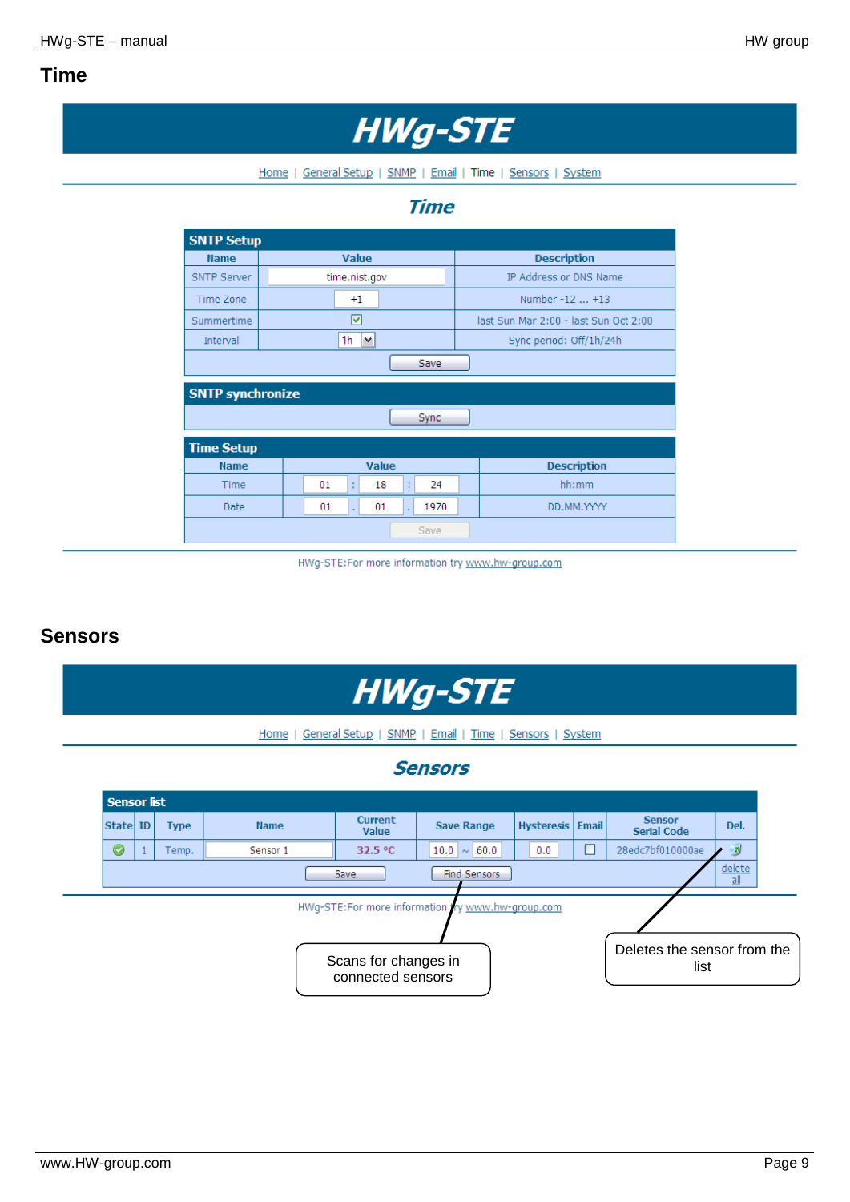## Time

# HWg-STE

Home | General Setup | SNMP | Email | Time | Sensors | System

### Time

**SNTP Setup**

| Name | Value | Description |
|---|---|---|
| SNTP Server | time.nist.gov | IP Address or DNS Name |
| Time Zone | +1 | Number -12 ... +13 |
| Summertime | ☑ | last Sun Mar 2:00 - last Sun Oct 2:00 |
| Interval | 1h | Sync period: Off/1h/24h |

Save

**SNTP synchronize**

Sync

**Time Setup**

| Name | Value | Description |
|---|---|---|
| Time | 01 : 18 : 24 | hh:mm |
| Date | 01 . 01 . 1970 | DD.MM.YYYY |

Save

HWg-STE:For more information try www.hw-group.com

## Sensors

# HWg-STE

Home | General Setup | SNMP | Email | Time | Sensors | System

### Sensors

**Sensor list**

| State | ID | Type | Name | Current Value | Save Range | Hysteresis | Email | Sensor Serial Code | Del. |
|---|---|---|---|---|---|---|---|---|---|
| ✔ | 1 | Temp. | Sensor 1 | 32.5 °C | 10.0 ~ 60.0 | 0.0 | ☐ | 28edc7bf010000ae | |

Save | Find Sensors | delete all

HWg-STE:For more information try www.hw-group.com

Scans for changes in connected sensors

Deletes the sensor from the list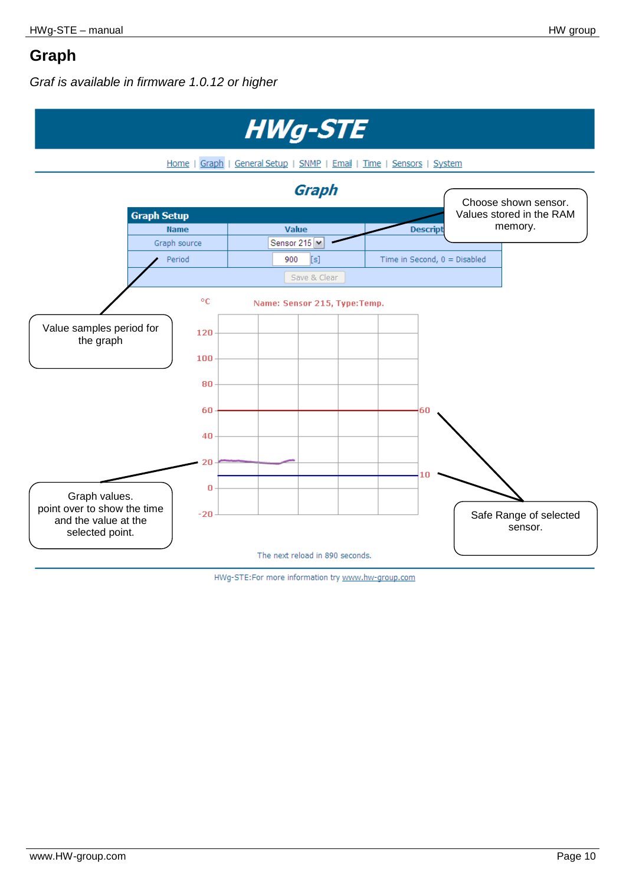# Graph

*Graf is available in firmware 1.0.12 or higher*

**HWg-STE**

Home | Graph | General Setup | SNMP | Email | Time | Sensors | System

**Graph**

| Graph Setup | | |
|---|---|---|
| **Name** | **Value** | **Description** |
| Graph source | Sensor 215 | |
| Period | 900 [s] | Time in Second, 0 = Disabled |
| | Save & Clear | |

Choose shown sensor. Values stored in the RAM memory.

Value samples period for the graph

°C Name: Sensor 215, Type:Temp.

Graph values. point over to show the time and the value at the selected point.

Safe Range of selected sensor.

The next reload in 890 seconds.

HWg-STE:For more information try www.hw-group.com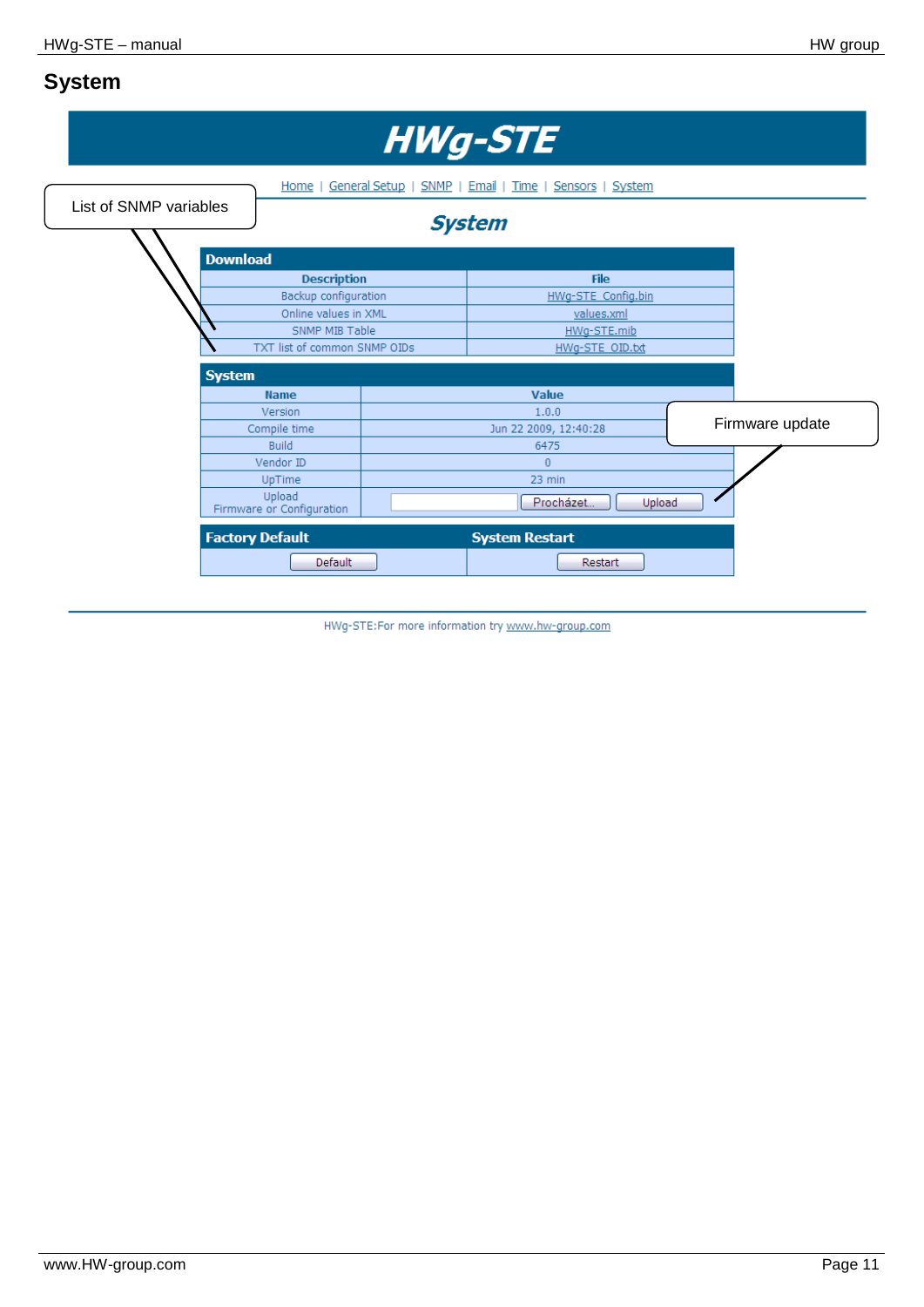# System

# HWg-STE

Home | General Setup | SNMP | Email | Time | Sensors | System

List of SNMP variables

## System

**Download**

| Description | File |
| --- | --- |
| Backup configuration | HWg-STE_Config.bin |
| Online values in XML | values.xml |
| SNMP MIB Table | HWg-STE.mib |
| TXT list of common SNMP OIDs | HWg-STE_OID.txt |

**System**

| Name | Value |
| --- | --- |
| Version | 1.0.0 |
| Compile time | Jun 22 2009, 12:40:28 |
| Build | 6475 |
| Vendor ID | 0 |
| UpTime | 23 min |
| Upload Firmware or Configuration | [ ] Procházet... Upload |

Firmware update

| Factory Default | System Restart |
| --- | --- |
| Default | Restart |

HWg-STE:For more information try www.hw-group.com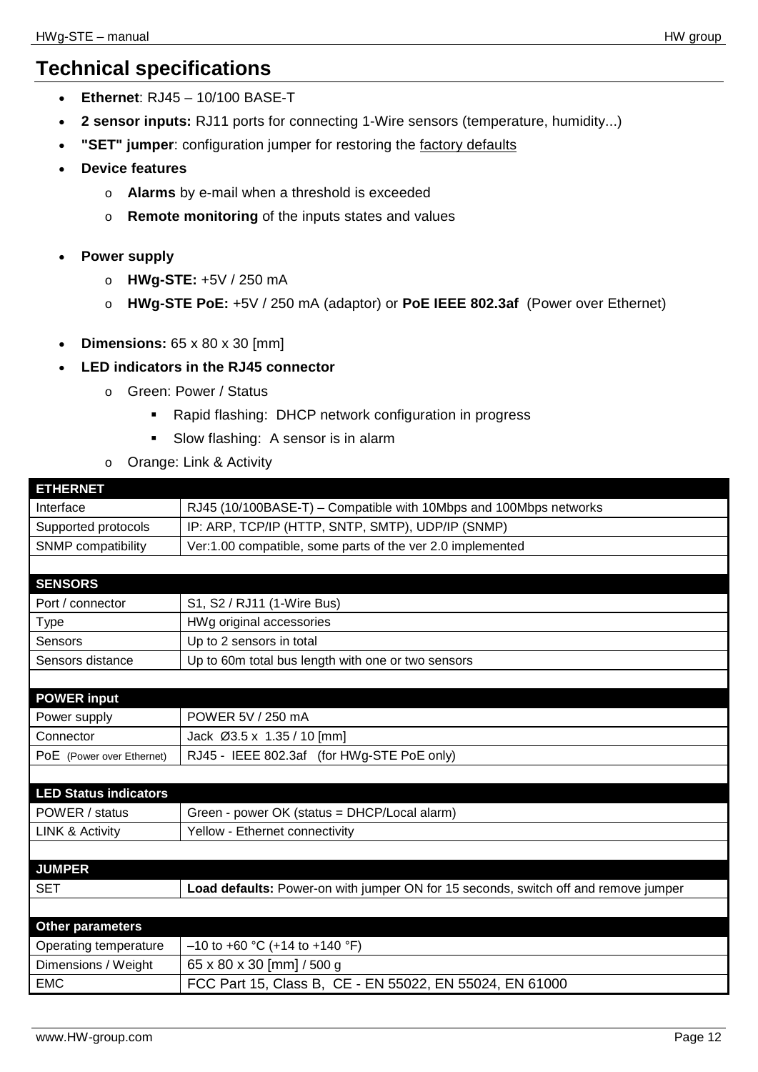# Technical specifications

- **Ethernet**: RJ45 – 10/100 BASE-T
- **2 sensor inputs:** RJ11 ports for connecting 1-Wire sensors (temperature, humidity...)
- **"SET" jumper**: configuration jumper for restoring the factory defaults
- **Device features**
  - **Alarms** by e-mail when a threshold is exceeded
  - **Remote monitoring** of the inputs states and values
- **Power supply**
  - **HWg-STE:** +5V / 250 mA
  - **HWg-STE PoE:** +5V / 250 mA (adaptor) or **PoE IEEE 802.3af** (Power over Ethernet)
- **Dimensions:** 65 x 80 x 30 [mm]
- **LED indicators in the RJ45 connector**
  - Green: Power / Status
    - Rapid flashing: DHCP network configuration in progress
    - Slow flashing: A sensor is in alarm
  - Orange: Link & Activity

| **ETHERNET** | |
|---|---|
| Interface | RJ45 (10/100BASE-T) – Compatible with 10Mbps and 100Mbps networks |
| Supported protocols | IP: ARP, TCP/IP (HTTP, SNTP, SMTP), UDP/IP (SNMP) |
| SNMP compatibility | Ver:1.00 compatible, some parts of the ver 2.0 implemented |
| | |
| **SENSORS** | |
| Port / connector | S1, S2 / RJ11 (1-Wire Bus) |
| Type | HWg original accessories |
| Sensors | Up to 2 sensors in total |
| Sensors distance | Up to 60m total bus length with one or two sensors |
| | |
| **POWER input** | |
| Power supply | POWER 5V / 250 mA |
| Connector | Jack Ø3.5 x 1.35 / 10 [mm] |
| PoE (Power over Ethernet) | RJ45 - IEEE 802.3af (for HWg-STE PoE only) |
| | |
| **LED Status indicators** | |
| POWER / status | Green - power OK (status = DHCP/Local alarm) |
| LINK & Activity | Yellow - Ethernet connectivity |
| | |
| **JUMPER** | |
| SET | **Load defaults:** Power-on with jumper ON for 15 seconds, switch off and remove jumper |
| | |
| **Other parameters** | |
| Operating temperature | –10 to +60 °C (+14 to +140 °F) |
| Dimensions / Weight | 65 x 80 x 30 [mm] / 500 g |
| EMC | FCC Part 15, Class B, CE - EN 55022, EN 55024, EN 61000 |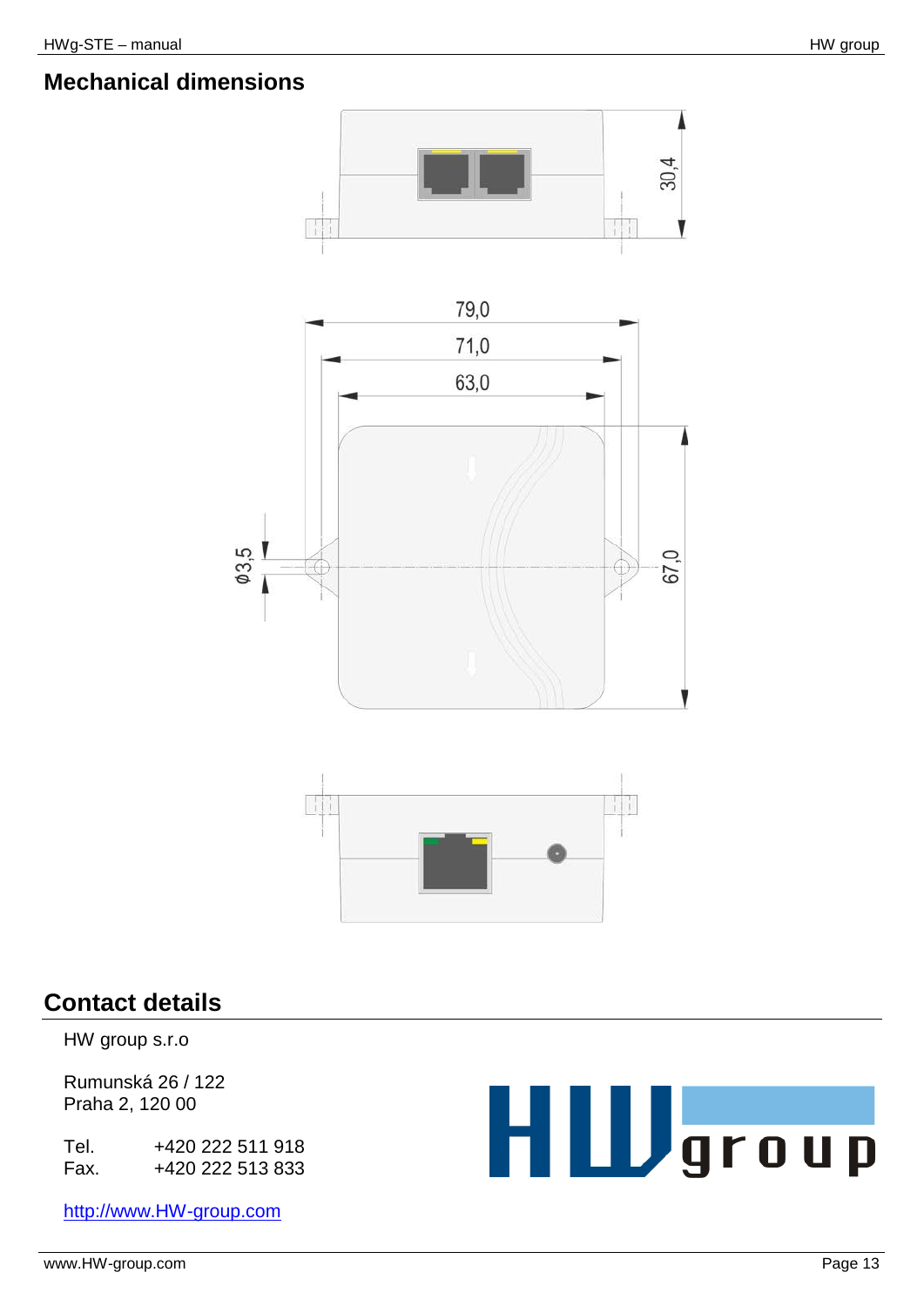## Mechanical dimensions

30,4

79,0

71,0

63,0

ø3,5

67,0

## Contact details

HW group s.r.o

Rumunská 26 / 122
Praha 2, 120 00

Tel. +420 222 511 918
Fax. +420 222 513 833

http://www.HW-group.com